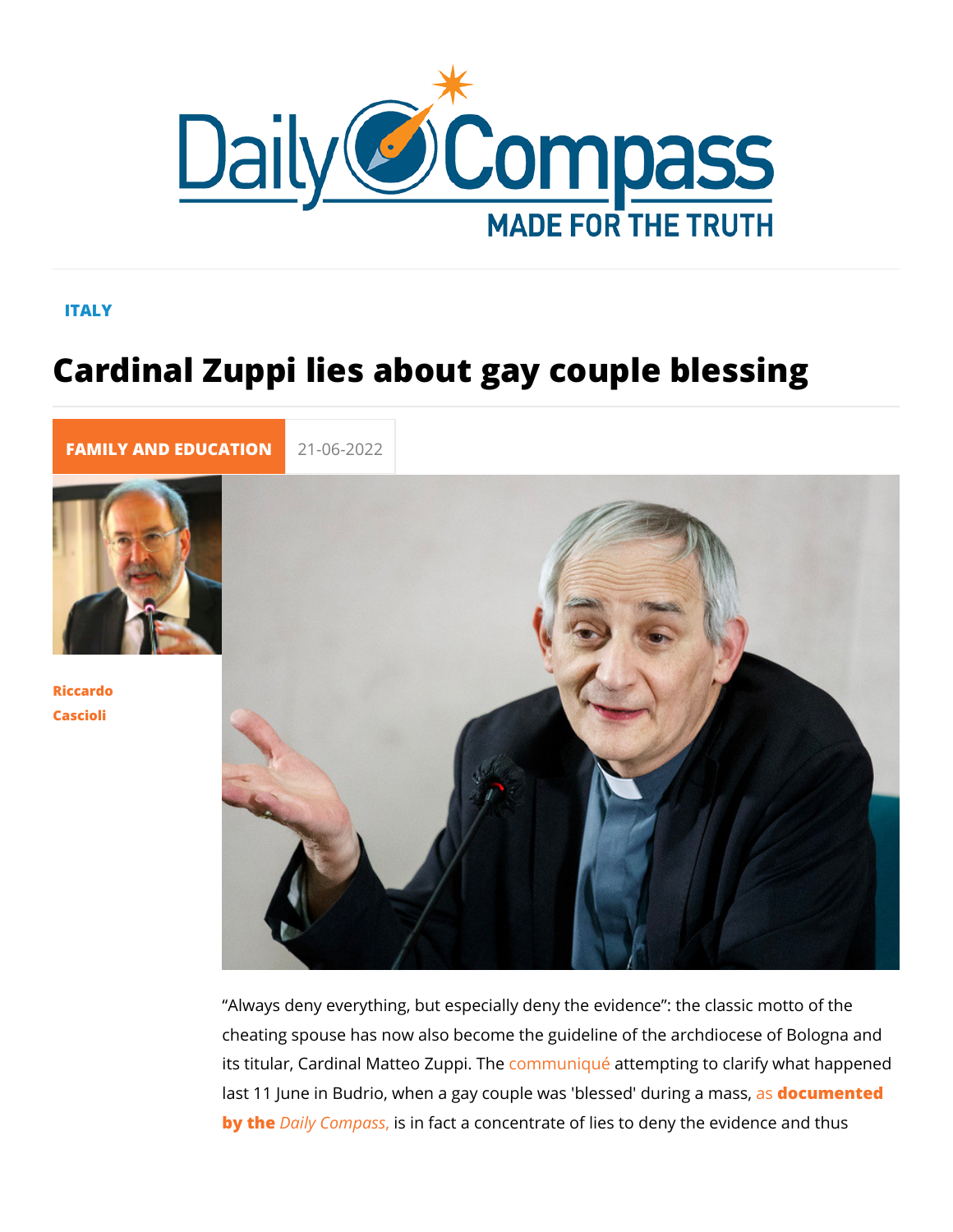ITALY

# Cardinal Zuppi lies about gay couple blessing

FAMILY AND EDUCATION 21-06-2022

Riccardo Cascioli

“Always deny everything, but especially deny the evidence”: the classic motto of the cheating spouse has now also become the guideline of the archdiocese of Bologna and its titular, Cardinal Matteo Zuppi. The communiqué attempting to clarify what happened last 11 June in Budrio, when a gay couple was 'blessed' during a mass, as **documented by the** *Daily Compass*, is in fact a concentrate of lies to deny the evidence and thus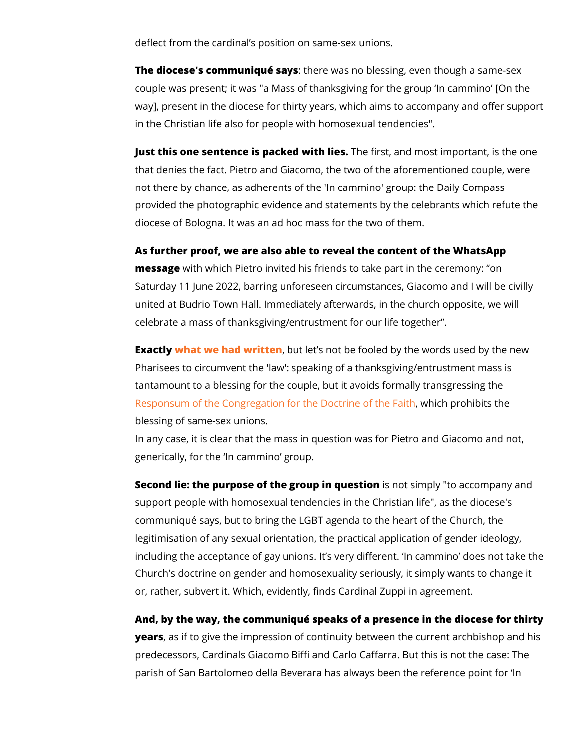deflect from the cardinal's position on same-sex unions.

**The diocese's communiqué says**: there was no blessing, even though a same-sex couple was present; it was "a Mass of thanksgiving for the group 'In cammino' [On the way], present in the diocese for thirty years, which aims to accompany and offer support in the Christian life also for people with homosexual tendencies".

**Just this one sentence is packed with lies.** The first, and most important, is the one that denies the fact. Pietro and Giacomo, the two of the aforementioned couple, were not there by chance, as adherents of the 'In cammino' group: the Daily Compass provided the photographic evidence and statements by the celebrants which refute the diocese of Bologna. It was an ad hoc mass for the two of them.

**As further proof, we are also able to reveal the content of the WhatsApp message** with which Pietro invited his friends to take part in the ceremony: "on Saturday 11 June 2022, barring unforeseen circumstances, Giacomo and I will be civilly united at Budrio Town Hall. Immediately afterwards, in the church opposite, we will celebrate a mass of thanksgiving/entrustment for our life together".

**Exactly what we had written**, but let's not be fooled by the words used by the new Pharisees to circumvent the 'law': speaking of a thanksgiving/entrustment mass is tantamount to a blessing for the couple, but it avoids formally transgressing the Responsum of the Congregation for the Doctrine of the Faith, which prohibits the blessing of same-sex unions.
In any case, it is clear that the mass in question was for Pietro and Giacomo and not, generically, for the 'In cammino' group.

**Second lie: the purpose of the group in question** is not simply "to accompany and support people with homosexual tendencies in the Christian life", as the diocese's communiqué says, but to bring the LGBT agenda to the heart of the Church, the legitimisation of any sexual orientation, the practical application of gender ideology, including the acceptance of gay unions. It's very different. 'In cammino' does not take the Church's doctrine on gender and homosexuality seriously, it simply wants to change it or, rather, subvert it. Which, evidently, finds Cardinal Zuppi in agreement.

**And, by the way, the communiqué speaks of a presence in the diocese for thirty years**, as if to give the impression of continuity between the current archbishop and his predecessors, Cardinals Giacomo Biffi and Carlo Caffarra. But this is not the case: The parish of San Bartolomeo della Beverara has always been the reference point for 'In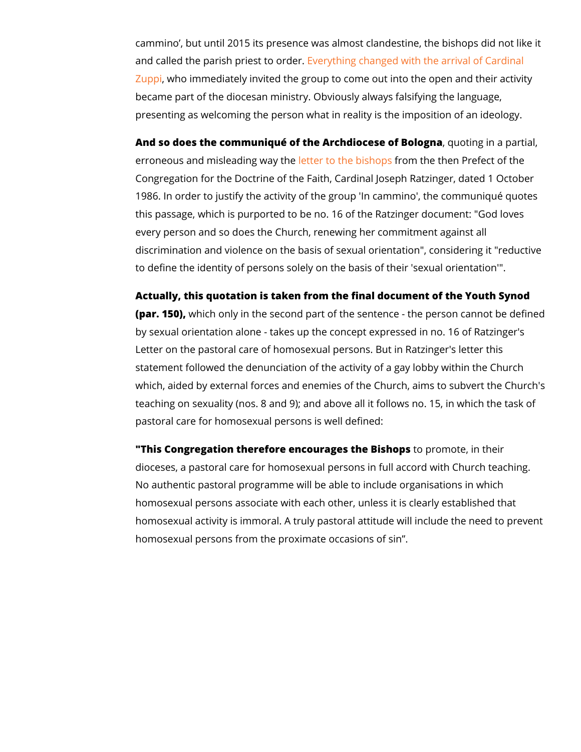cammino', but until 2015 its presence was almost clandestine, the bishops did not like it and called the parish priest to order. Everything changed with the arrival of Cardinal Zuppi, who immediately invited the group to come out into the open and their activity became part of the diocesan ministry. Obviously always falsifying the language, presenting as welcoming the person what in reality is the imposition of an ideology.

**And so does the communiqué of the Archdiocese of Bologna**, quoting in a partial, erroneous and misleading way the letter to the bishops from the then Prefect of the Congregation for the Doctrine of the Faith, Cardinal Joseph Ratzinger, dated 1 October 1986. In order to justify the activity of the group 'In cammino', the communiqué quotes this passage, which is purported to be no. 16 of the Ratzinger document: "God loves every person and so does the Church, renewing her commitment against all discrimination and violence on the basis of sexual orientation", considering it "reductive to define the identity of persons solely on the basis of their 'sexual orientation'".

**Actually, this quotation is taken from the final document of the Youth Synod (par. 150),** which only in the second part of the sentence - the person cannot be defined by sexual orientation alone - takes up the concept expressed in no. 16 of Ratzinger's Letter on the pastoral care of homosexual persons. But in Ratzinger's letter this statement followed the denunciation of the activity of a gay lobby within the Church which, aided by external forces and enemies of the Church, aims to subvert the Church's teaching on sexuality (nos. 8 and 9); and above all it follows no. 15, in which the task of pastoral care for homosexual persons is well defined:

**"This Congregation therefore encourages the Bishops** to promote, in their dioceses, a pastoral care for homosexual persons in full accord with Church teaching. No authentic pastoral programme will be able to include organisations in which homosexual persons associate with each other, unless it is clearly established that homosexual activity is immoral. A truly pastoral attitude will include the need to prevent homosexual persons from the proximate occasions of sin".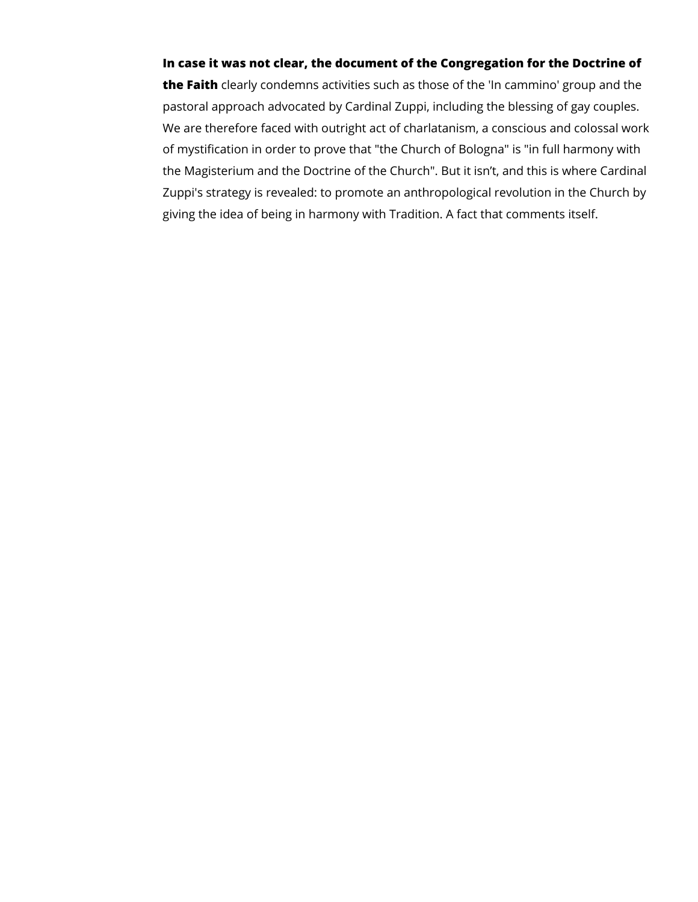**In case it was not clear, the document of the Congregation for the Doctrine of the Faith** clearly condemns activities such as those of the 'In cammino' group and the pastoral approach advocated by Cardinal Zuppi, including the blessing of gay couples. We are therefore faced with outright act of charlatanism, a conscious and colossal work of mystification in order to prove that "the Church of Bologna" is "in full harmony with the Magisterium and the Doctrine of the Church". But it isn't, and this is where Cardinal Zuppi's strategy is revealed: to promote an anthropological revolution in the Church by giving the idea of being in harmony with Tradition. A fact that comments itself.